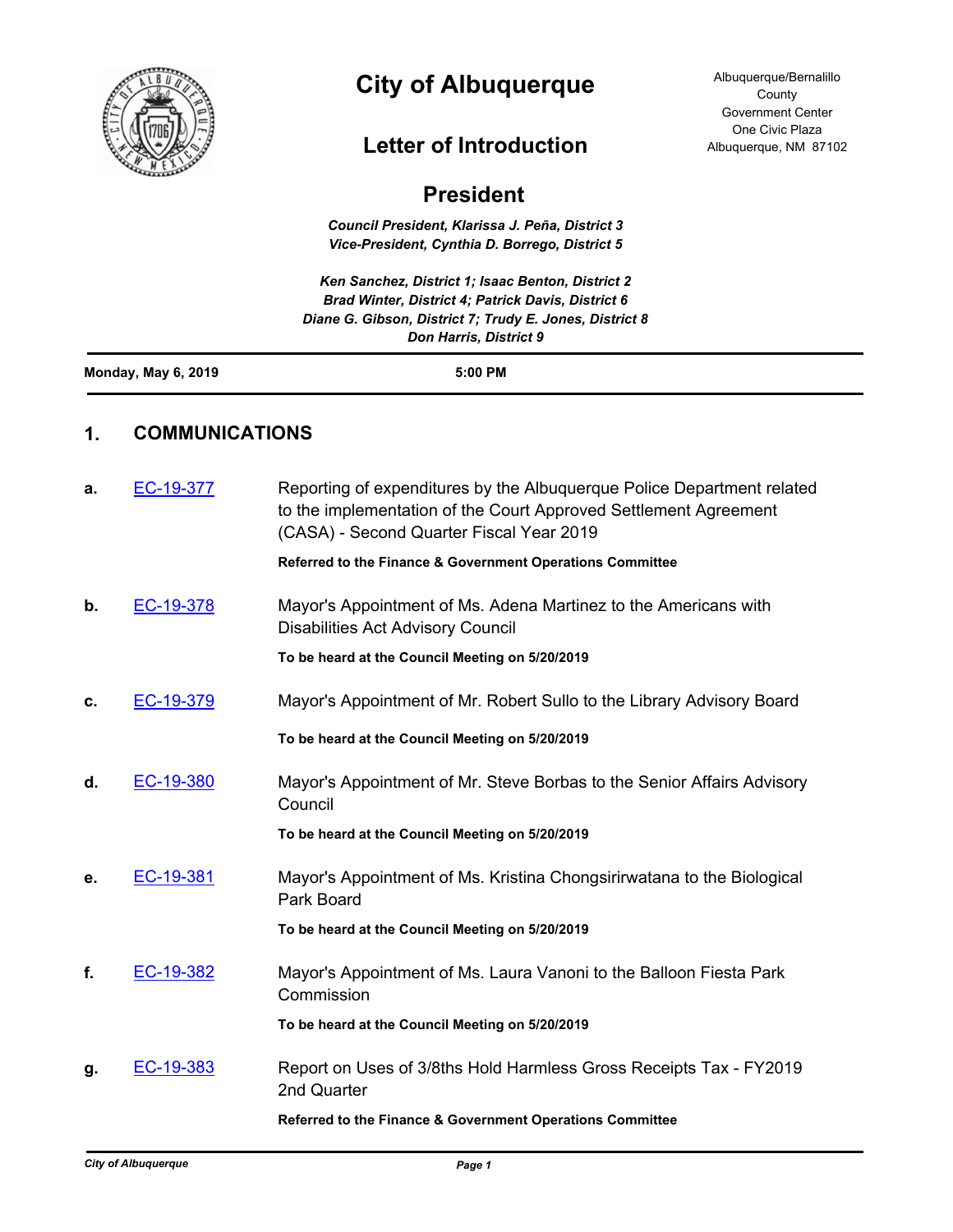# City of Albuquerque

Albuquerque/Bernalillo County Government Center
One Civic Plaza
Albuquerque, NM 87102

## Letter of Introduction

## President

*Council President, Klarissa J. Peña, District 3*
*Vice-President, Cynthia D. Borrego, District 5*

*Ken Sanchez, District 1; Isaac Benton, District 2*
*Brad Winter, District 4; Patrick Davis, District 6*
*Diane G. Gibson, District 7; Trudy E. Jones, District 8*
*Don Harris, District 9*

**Monday, May 6, 2019** **5:00 PM**

## 1. COMMUNICATIONS

**a.** [EC-19-377] Reporting of expenditures by the Albuquerque Police Department related to the implementation of the Court Approved Settlement Agreement (CASA) - Second Quarter Fiscal Year 2019

**Referred to the Finance & Government Operations Committee**

**b.** [EC-19-378] Mayor's Appointment of Ms. Adena Martinez to the Americans with Disabilities Act Advisory Council

**To be heard at the Council Meeting on 5/20/2019**

**c.** [EC-19-379] Mayor's Appointment of Mr. Robert Sullo to the Library Advisory Board

**To be heard at the Council Meeting on 5/20/2019**

**d.** [EC-19-380] Mayor's Appointment of Mr. Steve Borbas to the Senior Affairs Advisory Council

**To be heard at the Council Meeting on 5/20/2019**

**e.** [EC-19-381] Mayor's Appointment of Ms. Kristina Chongsirirwatana to the Biological Park Board

**To be heard at the Council Meeting on 5/20/2019**

**f.** [EC-19-382] Mayor's Appointment of Ms. Laura Vanoni to the Balloon Fiesta Park Commission

**To be heard at the Council Meeting on 5/20/2019**

**g.** [EC-19-383] Report on Uses of 3/8ths Hold Harmless Gross Receipts Tax - FY2019 2nd Quarter

**Referred to the Finance & Government Operations Committee**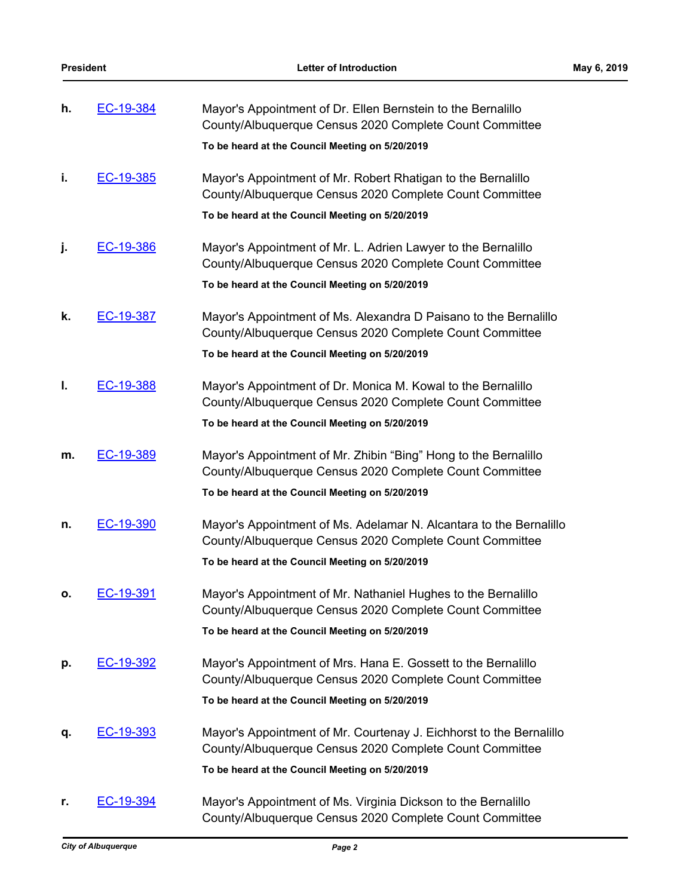**h.** EC-19-384 Mayor's Appointment of Dr. Ellen Bernstein to the Bernalillo County/Albuquerque Census 2020 Complete Count Committee

**To be heard at the Council Meeting on 5/20/2019**

**i.** EC-19-385 Mayor's Appointment of Mr. Robert Rhatigan to the Bernalillo County/Albuquerque Census 2020 Complete Count Committee

**To be heard at the Council Meeting on 5/20/2019**

**j.** EC-19-386 Mayor's Appointment of Mr. L. Adrien Lawyer to the Bernalillo County/Albuquerque Census 2020 Complete Count Committee

**To be heard at the Council Meeting on 5/20/2019**

**k.** EC-19-387 Mayor's Appointment of Ms. Alexandra D Paisano to the Bernalillo County/Albuquerque Census 2020 Complete Count Committee

**To be heard at the Council Meeting on 5/20/2019**

**l.** EC-19-388 Mayor's Appointment of Dr. Monica M. Kowal to the Bernalillo County/Albuquerque Census 2020 Complete Count Committee

**To be heard at the Council Meeting on 5/20/2019**

**m.** EC-19-389 Mayor's Appointment of Mr. Zhibin "Bing" Hong to the Bernalillo County/Albuquerque Census 2020 Complete Count Committee

**To be heard at the Council Meeting on 5/20/2019**

**n.** EC-19-390 Mayor's Appointment of Ms. Adelamar N. Alcantara to the Bernalillo County/Albuquerque Census 2020 Complete Count Committee

**To be heard at the Council Meeting on 5/20/2019**

**o.** EC-19-391 Mayor's Appointment of Mr. Nathaniel Hughes to the Bernalillo County/Albuquerque Census 2020 Complete Count Committee

**To be heard at the Council Meeting on 5/20/2019**

**p.** EC-19-392 Mayor's Appointment of Mrs. Hana E. Gossett to the Bernalillo County/Albuquerque Census 2020 Complete Count Committee

**To be heard at the Council Meeting on 5/20/2019**

**q.** EC-19-393 Mayor's Appointment of Mr. Courtenay J. Eichhorst to the Bernalillo County/Albuquerque Census 2020 Complete Count Committee

**To be heard at the Council Meeting on 5/20/2019**

**r.** EC-19-394 Mayor's Appointment of Ms. Virginia Dickson to the Bernalillo County/Albuquerque Census 2020 Complete Count Committee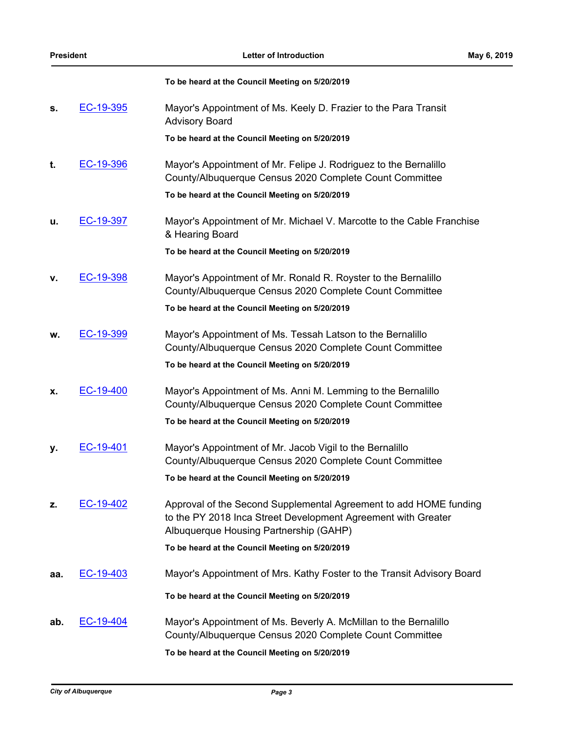**To be heard at the Council Meeting on 5/20/2019**

**s.** EC-19-395 Mayor's Appointment of Ms. Keely D. Frazier to the Para Transit Advisory Board

**To be heard at the Council Meeting on 5/20/2019**

**t.** EC-19-396 Mayor's Appointment of Mr. Felipe J. Rodriguez to the Bernalillo County/Albuquerque Census 2020 Complete Count Committee

**To be heard at the Council Meeting on 5/20/2019**

**u.** EC-19-397 Mayor's Appointment of Mr. Michael V. Marcotte to the Cable Franchise & Hearing Board

**To be heard at the Council Meeting on 5/20/2019**

**v.** EC-19-398 Mayor's Appointment of Mr. Ronald R. Royster to the Bernalillo County/Albuquerque Census 2020 Complete Count Committee

**To be heard at the Council Meeting on 5/20/2019**

**w.** EC-19-399 Mayor's Appointment of Ms. Tessah Latson to the Bernalillo County/Albuquerque Census 2020 Complete Count Committee

**To be heard at the Council Meeting on 5/20/2019**

**x.** EC-19-400 Mayor's Appointment of Ms. Anni M. Lemming to the Bernalillo County/Albuquerque Census 2020 Complete Count Committee

**To be heard at the Council Meeting on 5/20/2019**

**y.** EC-19-401 Mayor's Appointment of Mr. Jacob Vigil to the Bernalillo County/Albuquerque Census 2020 Complete Count Committee

**To be heard at the Council Meeting on 5/20/2019**

**z.** EC-19-402 Approval of the Second Supplemental Agreement to add HOME funding to the PY 2018 Inca Street Development Agreement with Greater Albuquerque Housing Partnership (GAHP)

**To be heard at the Council Meeting on 5/20/2019**

**aa.** EC-19-403 Mayor's Appointment of Mrs. Kathy Foster to the Transit Advisory Board

**To be heard at the Council Meeting on 5/20/2019**

**ab.** EC-19-404 Mayor's Appointment of Ms. Beverly A. McMillan to the Bernalillo County/Albuquerque Census 2020 Complete Count Committee

**To be heard at the Council Meeting on 5/20/2019**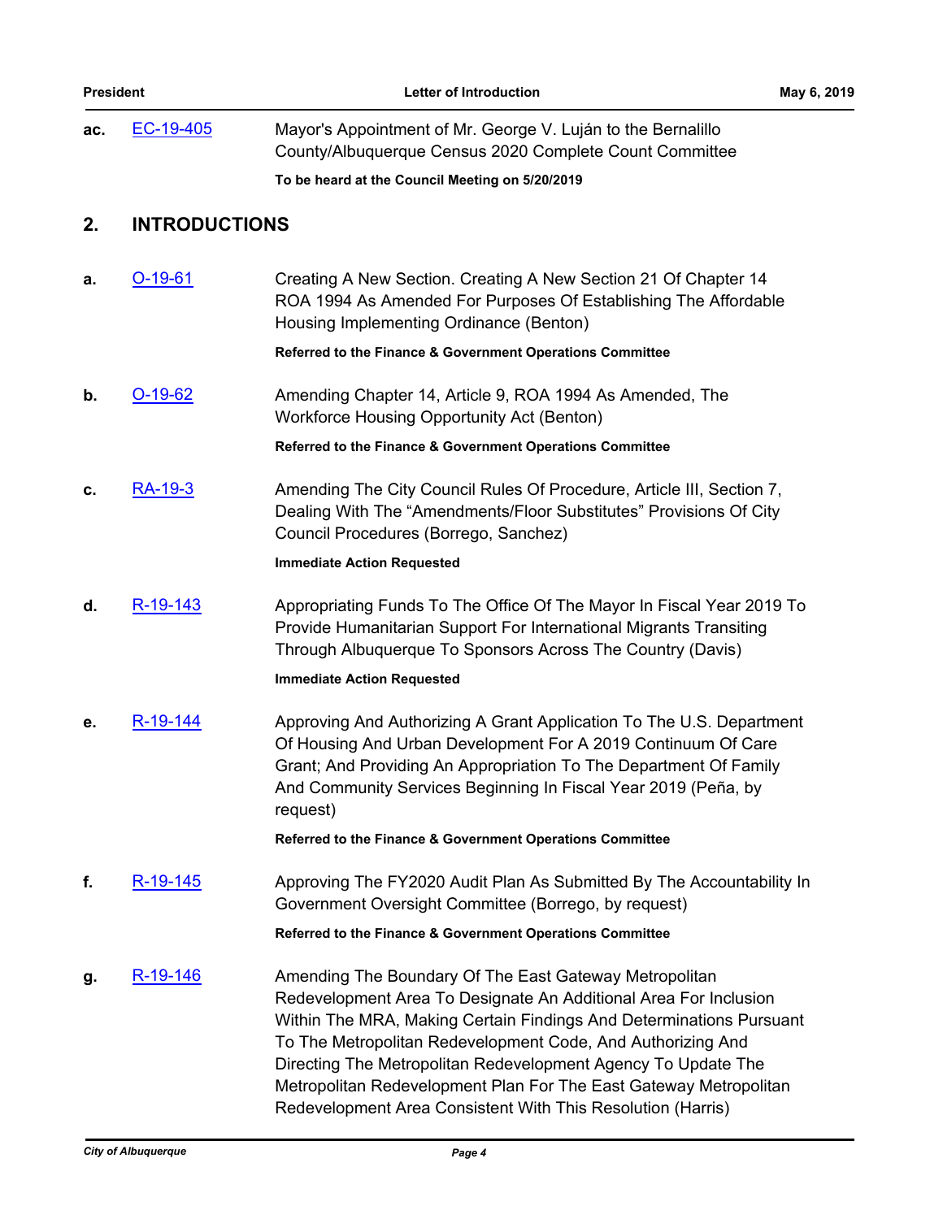**ac.** EC-19-405 Mayor's Appointment of Mr. George V. Luján to the Bernalillo County/Albuquerque Census 2020 Complete Count Committee

**To be heard at the Council Meeting on 5/20/2019**

## 2. INTRODUCTIONS

**a.** O-19-61 Creating A New Section. Creating A New Section 21 Of Chapter 14 ROA 1994 As Amended For Purposes Of Establishing The Affordable Housing Implementing Ordinance (Benton)

**Referred to the Finance & Government Operations Committee**

**b.** O-19-62 Amending Chapter 14, Article 9, ROA 1994 As Amended, The Workforce Housing Opportunity Act (Benton)

**Referred to the Finance & Government Operations Committee**

**c.** RA-19-3 Amending The City Council Rules Of Procedure, Article III, Section 7, Dealing With The "Amendments/Floor Substitutes" Provisions Of City Council Procedures (Borrego, Sanchez)

**Immediate Action Requested**

**d.** R-19-143 Appropriating Funds To The Office Of The Mayor In Fiscal Year 2019 To Provide Humanitarian Support For International Migrants Transiting Through Albuquerque To Sponsors Across The Country (Davis)

**Immediate Action Requested**

**e.** R-19-144 Approving And Authorizing A Grant Application To The U.S. Department Of Housing And Urban Development For A 2019 Continuum Of Care Grant; And Providing An Appropriation To The Department Of Family And Community Services Beginning In Fiscal Year 2019 (Peña, by request)

**Referred to the Finance & Government Operations Committee**

**f.** R-19-145 Approving The FY2020 Audit Plan As Submitted By The Accountability In Government Oversight Committee (Borrego, by request)

**Referred to the Finance & Government Operations Committee**

**g.** R-19-146 Amending The Boundary Of The East Gateway Metropolitan Redevelopment Area To Designate An Additional Area For Inclusion Within The MRA, Making Certain Findings And Determinations Pursuant To The Metropolitan Redevelopment Code, And Authorizing And Directing The Metropolitan Redevelopment Agency To Update The Metropolitan Redevelopment Plan For The East Gateway Metropolitan Redevelopment Area Consistent With This Resolution (Harris)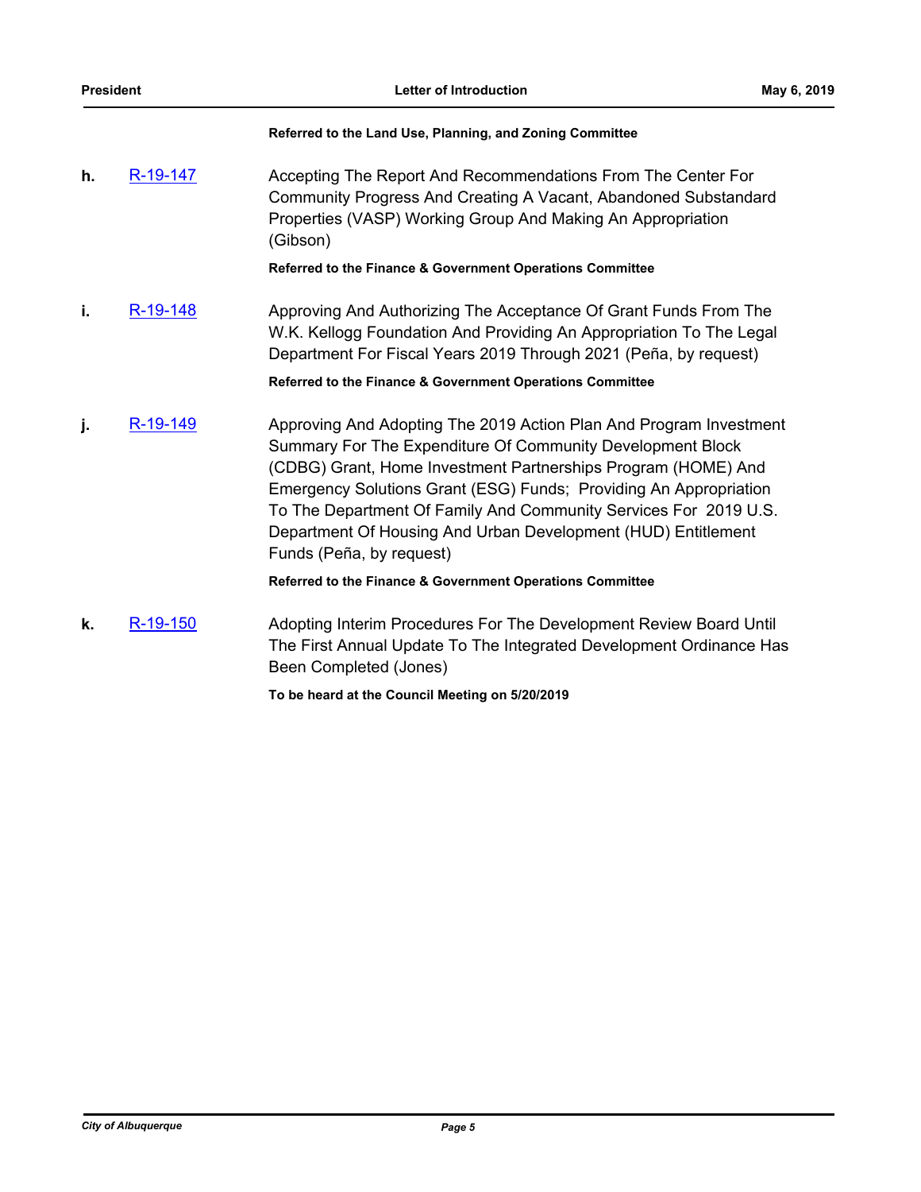**Referred to the Land Use, Planning, and Zoning Committee**

**h.** R-19-147 — Accepting The Report And Recommendations From The Center For Community Progress And Creating A Vacant, Abandoned Substandard Properties (VASP) Working Group And Making An Appropriation (Gibson)

**Referred to the Finance & Government Operations Committee**

**i.** R-19-148 — Approving And Authorizing The Acceptance Of Grant Funds From The W.K. Kellogg Foundation And Providing An Appropriation To The Legal Department For Fiscal Years 2019 Through 2021 (Peña, by request)

**Referred to the Finance & Government Operations Committee**

**j.** R-19-149 — Approving And Adopting The 2019 Action Plan And Program Investment Summary For The Expenditure Of Community Development Block (CDBG) Grant, Home Investment Partnerships Program (HOME) And Emergency Solutions Grant (ESG) Funds; Providing An Appropriation To The Department Of Family And Community Services For 2019 U.S. Department Of Housing And Urban Development (HUD) Entitlement Funds (Peña, by request)

**Referred to the Finance & Government Operations Committee**

**k.** R-19-150 — Adopting Interim Procedures For The Development Review Board Until The First Annual Update To The Integrated Development Ordinance Has Been Completed (Jones)

**To be heard at the Council Meeting on 5/20/2019**